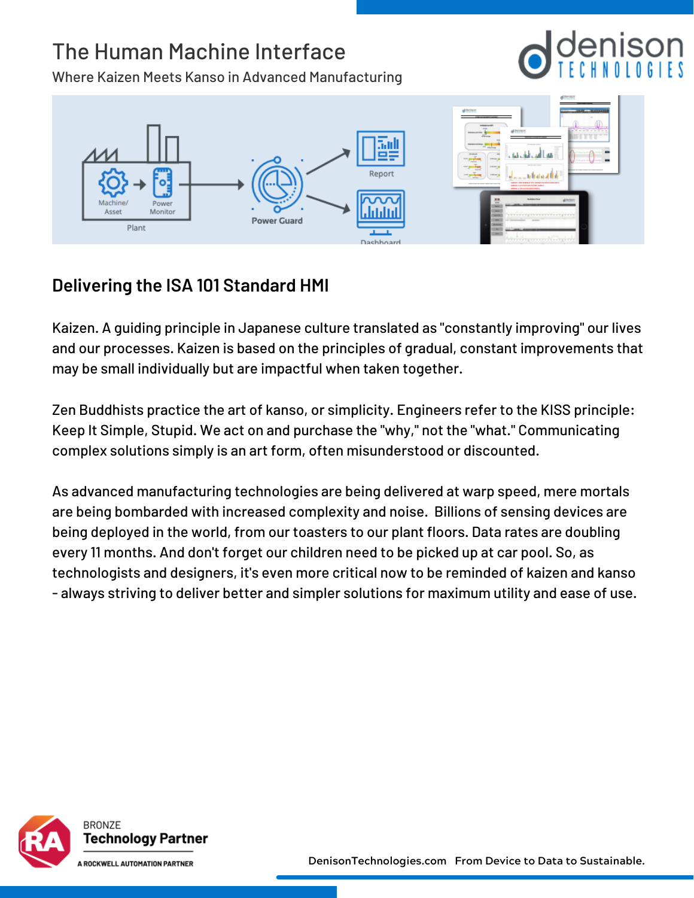# The Human Machine Interface

Where Kaizen Meets Kanso in Advanced Manufacturing

## Delivering the ISA 101 Standard HMI

Kaizen. A guiding principle in Japanese culture translated as "constantly improving" our lives and our processes. Kaizen is based on the principles of gradual, constant improvements that may be small individually but are impactful when taken together.

Zen Buddhists practice the art of kanso, or simplicity. Engineers refer to the KISS principle: Keep It Simple, Stupid. We act on and purchase the "why," not the "what." Communicating complex solutions simply is an art form, often misunderstood or discounted.

As advanced manufacturing technologies are being delivered at warp speed, mere mortals are being bombarded with increased complexity and noise. Billions of sensing devices are being deployed in the world, from our toasters to our plant floors. Data rates are doubling every 11 months. And don't forget our children need to be picked up at car pool. So, as technologists and designers, it's even more critical now to be reminded of kaizen and kanso - always striving to deliver better and simpler solutions for maximum utility and ease of use.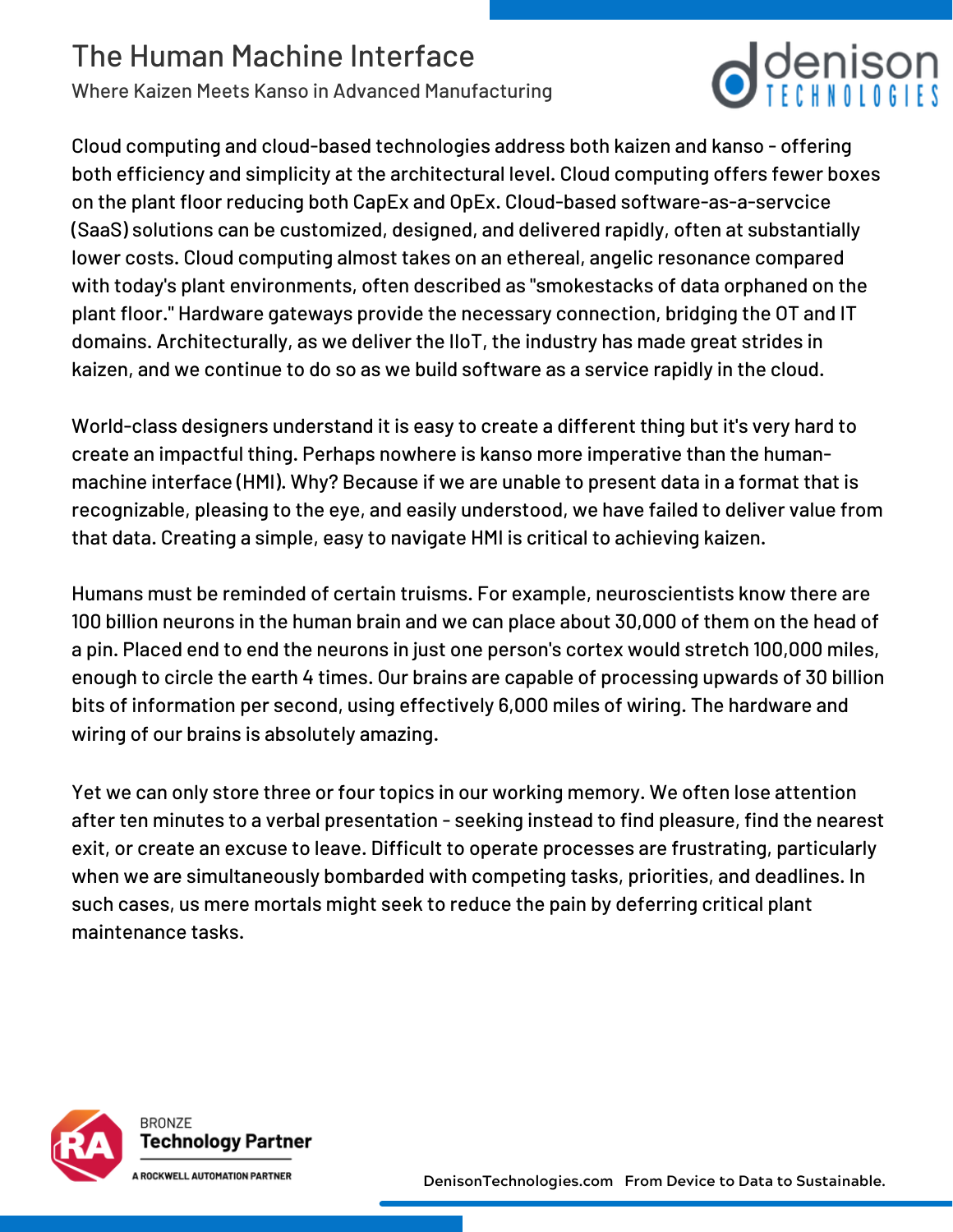Cloud computing and cloud-based technologies address both kaizen and kanso - offering both efficiency and simplicity at the architectural level. Cloud computing offers fewer boxes on the plant floor reducing both CapEx and OpEx. Cloud-based software-as-a-servcice (SaaS) solutions can be customized, designed, and delivered rapidly, often at substantially lower costs. Cloud computing almost takes on an ethereal, angelic resonance compared with today's plant environments, often described as "smokestacks of data orphaned on the plant floor." Hardware gateways provide the necessary connection, bridging the OT and IT domains. Architecturally, as we deliver the IIoT, the industry has made great strides in kaizen, and we continue to do so as we build software as a service rapidly in the cloud.

World-class designers understand it is easy to create a different thing but it's very hard to create an impactful thing. Perhaps nowhere is kanso more imperative than the human-machine interface (HMI). Why? Because if we are unable to present data in a format that is recognizable, pleasing to the eye, and easily understood, we have failed to deliver value from that data. Creating a simple, easy to navigate HMI is critical to achieving kaizen.

Humans must be reminded of certain truisms. For example, neuroscientists know there are 100 billion neurons in the human brain and we can place about 30,000 of them on the head of a pin. Placed end to end the neurons in just one person's cortex would stretch 100,000 miles, enough to circle the earth 4 times. Our brains are capable of processing upwards of 30 billion bits of information per second, using effectively 6,000 miles of wiring. The hardware and wiring of our brains is absolutely amazing.

Yet we can only store three or four topics in our working memory. We often lose attention after ten minutes to a verbal presentation - seeking instead to find pleasure, find the nearest exit, or create an excuse to leave. Difficult to operate processes are frustrating, particularly when we are simultaneously bombarded with competing tasks, priorities, and deadlines. In such cases, us mere mortals might seek to reduce the pain by deferring critical plant maintenance tasks.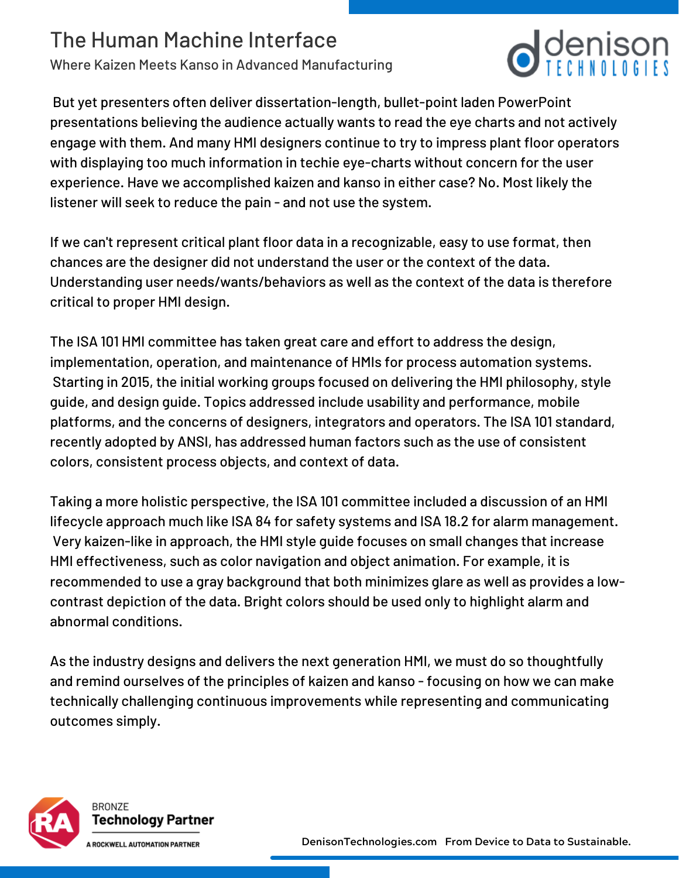But yet presenters often deliver dissertation-length, bullet-point laden PowerPoint presentations believing the audience actually wants to read the eye charts and not actively engage with them. And many HMI designers continue to try to impress plant floor operators with displaying too much information in techie eye-charts without concern for the user experience. Have we accomplished kaizen and kanso in either case? No. Most likely the listener will seek to reduce the pain - and not use the system.

If we can't represent critical plant floor data in a recognizable, easy to use format, then chances are the designer did not understand the user or the context of the data. Understanding user needs/wants/behaviors as well as the context of the data is therefore critical to proper HMI design.

The ISA 101 HMI committee has taken great care and effort to address the design, implementation, operation, and maintenance of HMIs for process automation systems. Starting in 2015, the initial working groups focused on delivering the HMI philosophy, style guide, and design guide. Topics addressed include usability and performance, mobile platforms, and the concerns of designers, integrators and operators. The ISA 101 standard, recently adopted by ANSI, has addressed human factors such as the use of consistent colors, consistent process objects, and context of data.

Taking a more holistic perspective, the ISA 101 committee included a discussion of an HMI lifecycle approach much like ISA 84 for safety systems and ISA 18.2 for alarm management. Very kaizen-like in approach, the HMI style guide focuses on small changes that increase HMI effectiveness, such as color navigation and object animation. For example, it is recommended to use a gray background that both minimizes glare as well as provides a low-contrast depiction of the data. Bright colors should be used only to highlight alarm and abnormal conditions.

As the industry designs and delivers the next generation HMI, we must do so thoughtfully and remind ourselves of the principles of kaizen and kanso - focusing on how we can make technically challenging continuous improvements while representing and communicating outcomes simply.